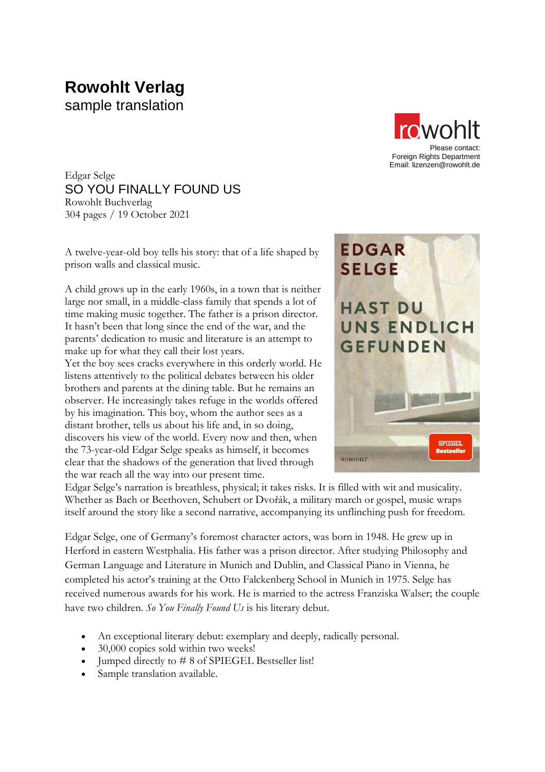# Rowohlt Verlag
sample translation

rowohlt
Please contact:
Foreign Rights Department
Email: lizenzen@rowohlt.de

Edgar Selge
## SO YOU FINALLY FOUND US
Rowohlt Buchverlag
304 pages / 19 October 2021

A twelve-year-old boy tells his story: that of a life shaped by prison walls and classical music.

A child grows up in the early 1960s, in a town that is neither large nor small, in a middle-class family that spends a lot of time making music together. The father is a prison director. It hasn't been that long since the end of the war, and the parents' dedication to music and literature is an attempt to make up for what they call their lost years.
Yet the boy sees cracks everywhere in this orderly world. He listens attentively to the political debates between his older brothers and parents at the dining table. But he remains an observer. He increasingly takes refuge in the worlds offered by his imagination. This boy, whom the author sees as a distant brother, tells us about his life and, in so doing, discovers his view of the world. Every now and then, when the 73-year-old Edgar Selge speaks as himself, it becomes clear that the shadows of the generation that lived through the war reach all the way into our present time.
Edgar Selge's narration is breathless, physical; it takes risks. It is filled with wit and musicality. Whether as Bach or Beethoven, Schubert or Dvořák, a military march or gospel, music wraps itself around the story like a second narrative, accompanying its unflinching push for freedom.

Edgar Selge, one of Germany's foremost character actors, was born in 1948. He grew up in Herford in eastern Westphalia. His father was a prison director. After studying Philosophy and German Language and Literature in Munich and Dublin, and Classical Piano in Vienna, he completed his actor's training at the Otto Falckenberg School in Munich in 1975. Selge has received numerous awards for his work. He is married to the actress Franziska Walser; the couple have two children. *So You Finally Found Us* is his literary debut.

- An exceptional literary debut: exemplary and deeply, radically personal.
- 30,000 copies sold within two weeks!
- Jumped directly to # 8 of SPIEGEL Bestseller list!
- Sample translation available.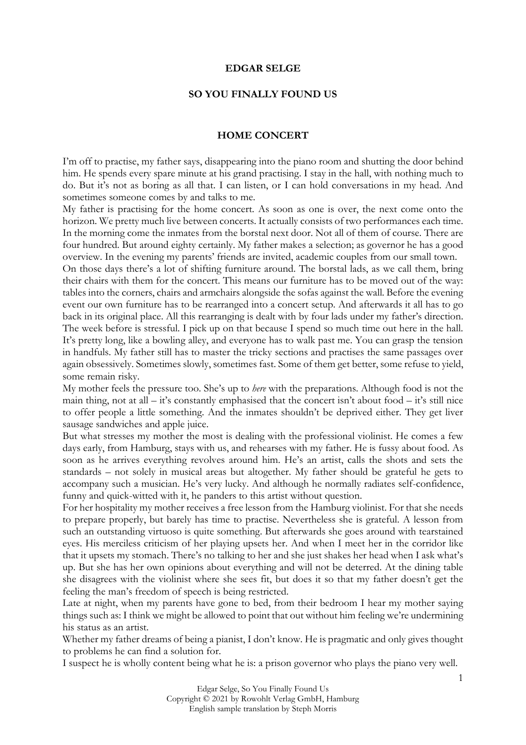**EDGAR SELGE**

**SO YOU FINALLY FOUND US**

**HOME CONCERT**

I'm off to practise, my father says, disappearing into the piano room and shutting the door behind him. He spends every spare minute at his grand practising. I stay in the hall, with nothing much to do. But it's not as boring as all that. I can listen, or I can hold conversations in my head. And sometimes someone comes by and talks to me.

My father is practising for the home concert. As soon as one is over, the next come onto the horizon. We pretty much live between concerts. It actually consists of two performances each time. In the morning come the inmates from the borstal next door. Not all of them of course. There are four hundred. But around eighty certainly. My father makes a selection; as governor he has a good overview. In the evening my parents' friends are invited, academic couples from our small town.

On those days there's a lot of shifting furniture around. The borstal lads, as we call them, bring their chairs with them for the concert. This means our furniture has to be moved out of the way: tables into the corners, chairs and armchairs alongside the sofas against the wall. Before the evening event our own furniture has to be rearranged into a concert setup. And afterwards it all has to go back in its original place. All this rearranging is dealt with by four lads under my father's direction.

The week before is stressful. I pick up on that because I spend so much time out here in the hall. It's pretty long, like a bowling alley, and everyone has to walk past me. You can grasp the tension in handfuls. My father still has to master the tricky sections and practises the same passages over again obsessively. Sometimes slowly, sometimes fast. Some of them get better, some refuse to yield, some remain risky.

My mother feels the pressure too. She's up to *here* with the preparations. Although food is not the main thing, not at all – it's constantly emphasised that the concert isn't about food – it's still nice to offer people a little something. And the inmates shouldn't be deprived either. They get liver sausage sandwiches and apple juice.

But what stresses my mother the most is dealing with the professional violinist. He comes a few days early, from Hamburg, stays with us, and rehearses with my father. He is fussy about food. As soon as he arrives everything revolves around him. He's an artist, calls the shots and sets the standards – not solely in musical areas but altogether. My father should be grateful he gets to accompany such a musician. He's very lucky. And although he normally radiates self-confidence, funny and quick-witted with it, he panders to this artist without question.

For her hospitality my mother receives a free lesson from the Hamburg violinist. For that she needs to prepare properly, but barely has time to practise. Nevertheless she is grateful. A lesson from such an outstanding virtuoso is quite something. But afterwards she goes around with tearstained eyes. His merciless criticism of her playing upsets her. And when I meet her in the corridor like that it upsets my stomach. There's no talking to her and she just shakes her head when I ask what's up. But she has her own opinions about everything and will not be deterred. At the dining table she disagrees with the violinist where she sees fit, but does it so that my father doesn't get the feeling the man's freedom of speech is being restricted.

Late at night, when my parents have gone to bed, from their bedroom I hear my mother saying things such as: I think we might be allowed to point that out without him feeling we're undermining his status as an artist.

Whether my father dreams of being a pianist, I don't know. He is pragmatic and only gives thought to problems he can find a solution for.

I suspect he is wholly content being what he is: a prison governor who plays the piano very well.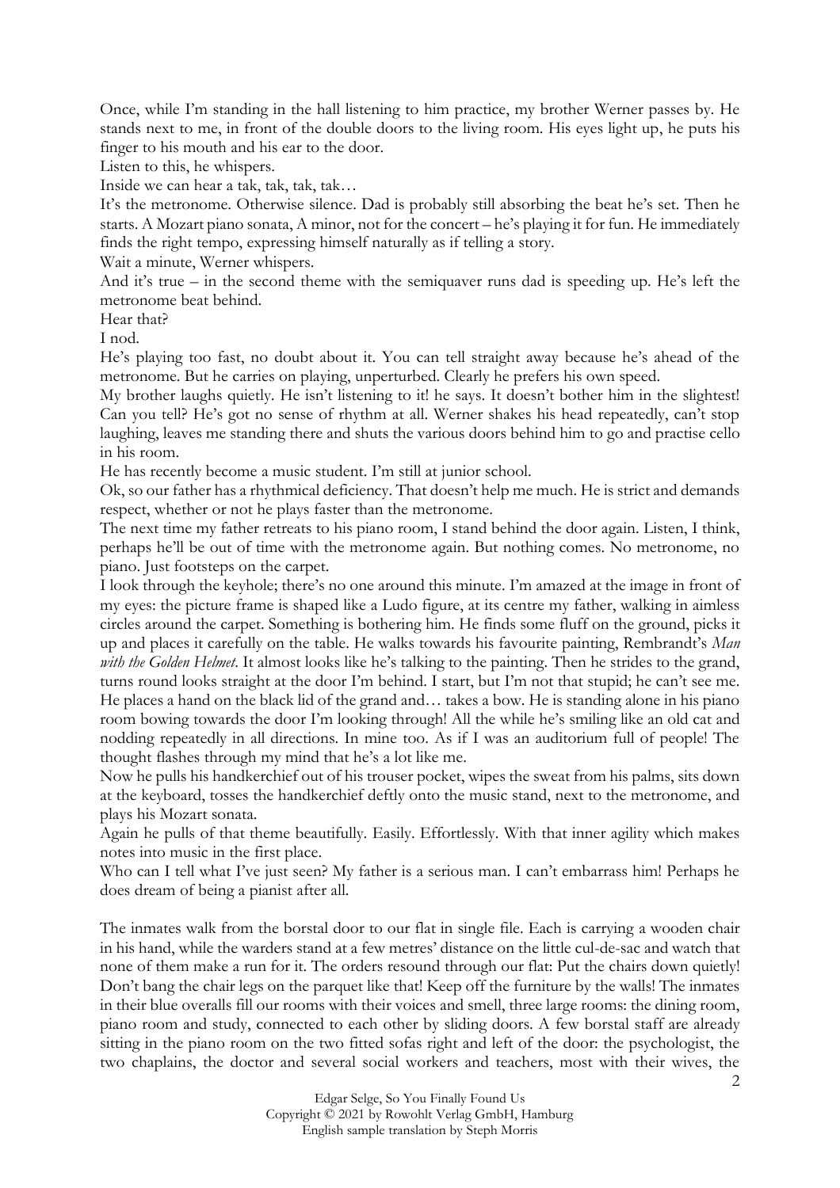Once, while I'm standing in the hall listening to him practice, my brother Werner passes by. He stands next to me, in front of the double doors to the living room. His eyes light up, he puts his finger to his mouth and his ear to the door.

Listen to this, he whispers.

Inside we can hear a tak, tak, tak, tak…

It's the metronome. Otherwise silence. Dad is probably still absorbing the beat he's set. Then he starts. A Mozart piano sonata, A minor, not for the concert – he's playing it for fun. He immediately finds the right tempo, expressing himself naturally as if telling a story.

Wait a minute, Werner whispers.

And it's true – in the second theme with the semiquaver runs dad is speeding up. He's left the metronome beat behind.

Hear that?

I nod.

He's playing too fast, no doubt about it. You can tell straight away because he's ahead of the metronome. But he carries on playing, unperturbed. Clearly he prefers his own speed.

My brother laughs quietly. He isn't listening to it! he says. It doesn't bother him in the slightest! Can you tell? He's got no sense of rhythm at all. Werner shakes his head repeatedly, can't stop laughing, leaves me standing there and shuts the various doors behind him to go and practise cello in his room.

He has recently become a music student. I'm still at junior school.

Ok, so our father has a rhythmical deficiency. That doesn't help me much. He is strict and demands respect, whether or not he plays faster than the metronome.

The next time my father retreats to his piano room, I stand behind the door again. Listen, I think, perhaps he'll be out of time with the metronome again. But nothing comes. No metronome, no piano. Just footsteps on the carpet.

I look through the keyhole; there's no one around this minute. I'm amazed at the image in front of my eyes: the picture frame is shaped like a Ludo figure, at its centre my father, walking in aimless circles around the carpet. Something is bothering him. He finds some fluff on the ground, picks it up and places it carefully on the table. He walks towards his favourite painting, Rembrandt's *Man with the Golden Helmet*. It almost looks like he's talking to the painting. Then he strides to the grand, turns round looks straight at the door I'm behind. I start, but I'm not that stupid; he can't see me. He places a hand on the black lid of the grand and… takes a bow. He is standing alone in his piano room bowing towards the door I'm looking through! All the while he's smiling like an old cat and nodding repeatedly in all directions. In mine too. As if I was an auditorium full of people! The thought flashes through my mind that he's a lot like me.

Now he pulls his handkerchief out of his trouser pocket, wipes the sweat from his palms, sits down at the keyboard, tosses the handkerchief deftly onto the music stand, next to the metronome, and plays his Mozart sonata.

Again he pulls of that theme beautifully. Easily. Effortlessly. With that inner agility which makes notes into music in the first place.

Who can I tell what I've just seen? My father is a serious man. I can't embarrass him! Perhaps he does dream of being a pianist after all.

The inmates walk from the borstal door to our flat in single file. Each is carrying a wooden chair in his hand, while the warders stand at a few metres' distance on the little cul-de-sac and watch that none of them make a run for it. The orders resound through our flat: Put the chairs down quietly! Don't bang the chair legs on the parquet like that! Keep off the furniture by the walls! The inmates in their blue overalls fill our rooms with their voices and smell, three large rooms: the dining room, piano room and study, connected to each other by sliding doors. A few borstal staff are already sitting in the piano room on the two fitted sofas right and left of the door: the psychologist, the two chaplains, the doctor and several social workers and teachers, most with their wives, the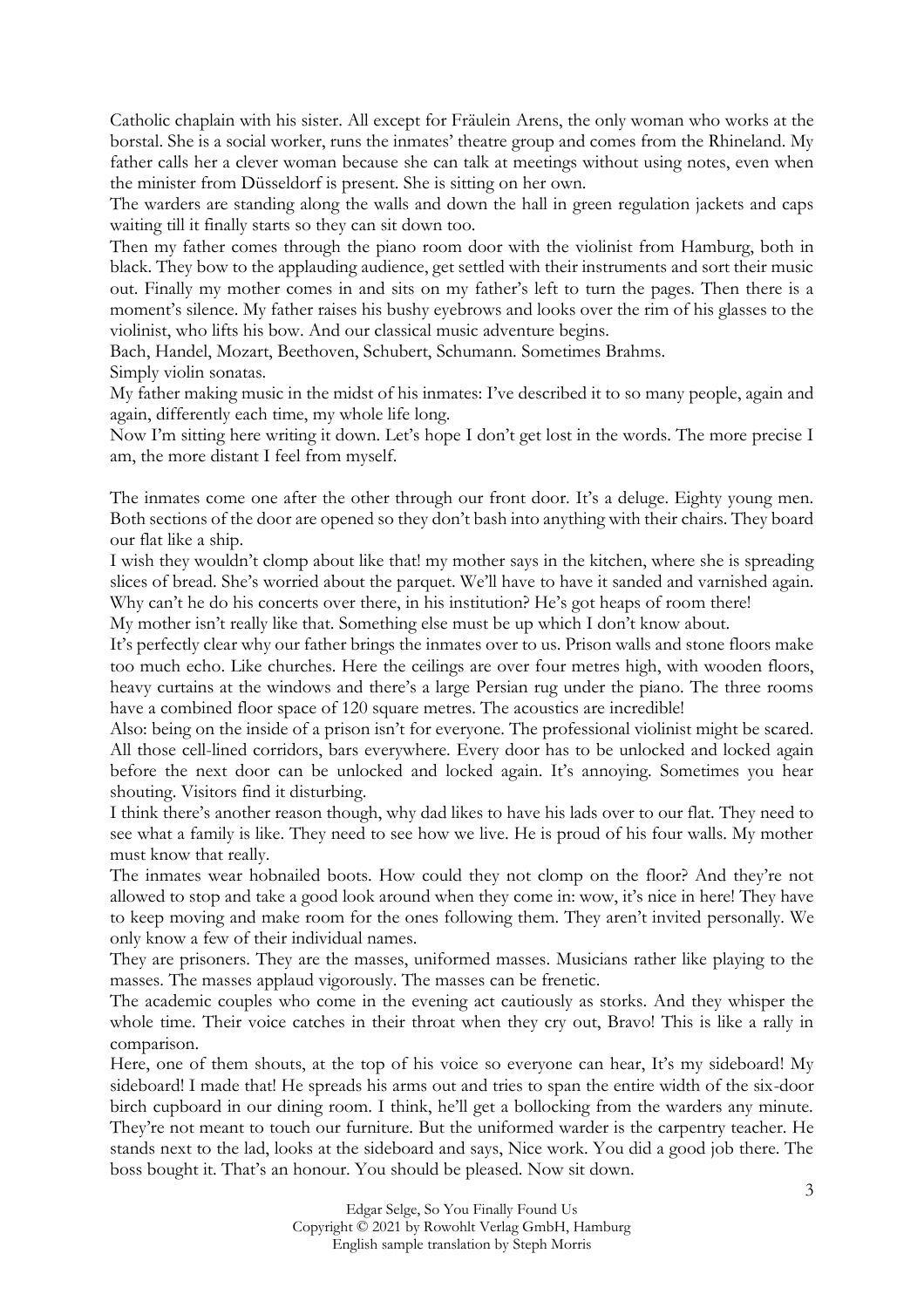Catholic chaplain with his sister. All except for Fräulein Arens, the only woman who works at the borstal. She is a social worker, runs the inmates' theatre group and comes from the Rhineland. My father calls her a clever woman because she can talk at meetings without using notes, even when the minister from Düsseldorf is present. She is sitting on her own.

The warders are standing along the walls and down the hall in green regulation jackets and caps waiting till it finally starts so they can sit down too.

Then my father comes through the piano room door with the violinist from Hamburg, both in black. They bow to the applauding audience, get settled with their instruments and sort their music out. Finally my mother comes in and sits on my father's left to turn the pages. Then there is a moment's silence. My father raises his bushy eyebrows and looks over the rim of his glasses to the violinist, who lifts his bow. And our classical music adventure begins.

Bach, Handel, Mozart, Beethoven, Schubert, Schumann. Sometimes Brahms.

Simply violin sonatas.

My father making music in the midst of his inmates: I've described it to so many people, again and again, differently each time, my whole life long.

Now I'm sitting here writing it down. Let's hope I don't get lost in the words. The more precise I am, the more distant I feel from myself.

The inmates come one after the other through our front door. It's a deluge. Eighty young men. Both sections of the door are opened so they don't bash into anything with their chairs. They board our flat like a ship.

I wish they wouldn't clomp about like that! my mother says in the kitchen, where she is spreading slices of bread. She's worried about the parquet. We'll have to have it sanded and varnished again. Why can't he do his concerts over there, in his institution? He's got heaps of room there!

My mother isn't really like that. Something else must be up which I don't know about.

It's perfectly clear why our father brings the inmates over to us. Prison walls and stone floors make too much echo. Like churches. Here the ceilings are over four metres high, with wooden floors, heavy curtains at the windows and there's a large Persian rug under the piano. The three rooms have a combined floor space of 120 square metres. The acoustics are incredible!

Also: being on the inside of a prison isn't for everyone. The professional violinist might be scared. All those cell-lined corridors, bars everywhere. Every door has to be unlocked and locked again before the next door can be unlocked and locked again. It's annoying. Sometimes you hear shouting. Visitors find it disturbing.

I think there's another reason though, why dad likes to have his lads over to our flat. They need to see what a family is like. They need to see how we live. He is proud of his four walls. My mother must know that really.

The inmates wear hobnailed boots. How could they not clomp on the floor? And they're not allowed to stop and take a good look around when they come in: wow, it's nice in here! They have to keep moving and make room for the ones following them. They aren't invited personally. We only know a few of their individual names.

They are prisoners. They are the masses, uniformed masses. Musicians rather like playing to the masses. The masses applaud vigorously. The masses can be frenetic.

The academic couples who come in the evening act cautiously as storks. And they whisper the whole time. Their voice catches in their throat when they cry out, Bravo! This is like a rally in comparison.

Here, one of them shouts, at the top of his voice so everyone can hear, It's my sideboard! My sideboard! I made that! He spreads his arms out and tries to span the entire width of the six-door birch cupboard in our dining room. I think, he'll get a bollocking from the warders any minute. They're not meant to touch our furniture. But the uniformed warder is the carpentry teacher. He stands next to the lad, looks at the sideboard and says, Nice work. You did a good job there. The boss bought it. That's an honour. You should be pleased. Now sit down.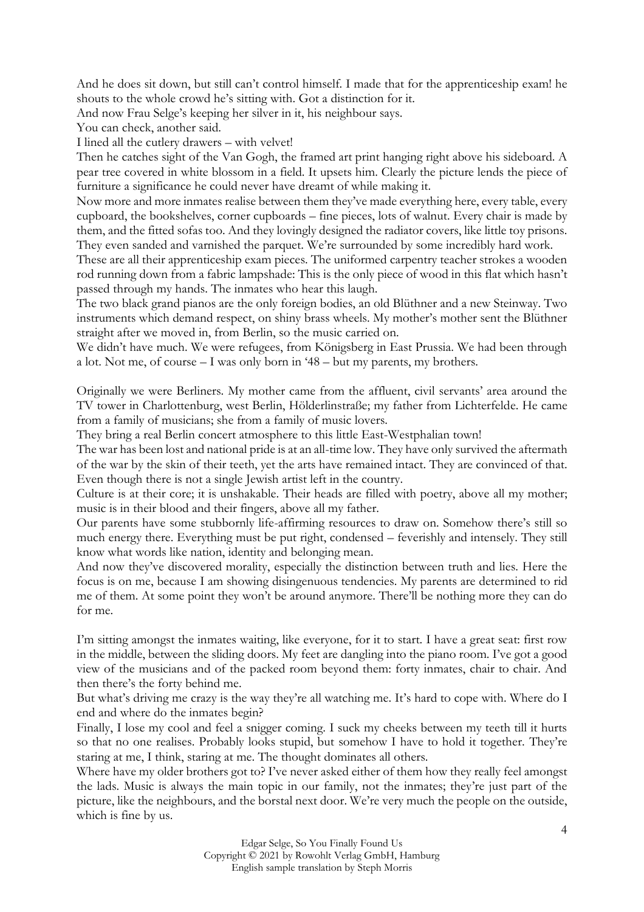And he does sit down, but still can't control himself. I made that for the apprenticeship exam! he shouts to the whole crowd he's sitting with. Got a distinction for it.

And now Frau Selge's keeping her silver in it, his neighbour says.

You can check, another said.

I lined all the cutlery drawers – with velvet!

Then he catches sight of the Van Gogh, the framed art print hanging right above his sideboard. A pear tree covered in white blossom in a field. It upsets him. Clearly the picture lends the piece of furniture a significance he could never have dreamt of while making it.

Now more and more inmates realise between them they've made everything here, every table, every cupboard, the bookshelves, corner cupboards – fine pieces, lots of walnut. Every chair is made by them, and the fitted sofas too. And they lovingly designed the radiator covers, like little toy prisons. They even sanded and varnished the parquet. We're surrounded by some incredibly hard work.

These are all their apprenticeship exam pieces. The uniformed carpentry teacher strokes a wooden rod running down from a fabric lampshade: This is the only piece of wood in this flat which hasn't passed through my hands. The inmates who hear this laugh.

The two black grand pianos are the only foreign bodies, an old Blüthner and a new Steinway. Two instruments which demand respect, on shiny brass wheels. My mother's mother sent the Blüthner straight after we moved in, from Berlin, so the music carried on.

We didn't have much. We were refugees, from Königsberg in East Prussia. We had been through a lot. Not me, of course – I was only born in '48 – but my parents, my brothers.

Originally we were Berliners. My mother came from the affluent, civil servants' area around the TV tower in Charlottenburg, west Berlin, Hölderlinstraße; my father from Lichterfelde. He came from a family of musicians; she from a family of music lovers.

They bring a real Berlin concert atmosphere to this little East-Westphalian town!

The war has been lost and national pride is at an all-time low. They have only survived the aftermath of the war by the skin of their teeth, yet the arts have remained intact. They are convinced of that. Even though there is not a single Jewish artist left in the country.

Culture is at their core; it is unshakable. Their heads are filled with poetry, above all my mother; music is in their blood and their fingers, above all my father.

Our parents have some stubbornly life-affirming resources to draw on. Somehow there's still so much energy there. Everything must be put right, condensed – feverishly and intensely. They still know what words like nation, identity and belonging mean.

And now they've discovered morality, especially the distinction between truth and lies. Here the focus is on me, because I am showing disingenuous tendencies. My parents are determined to rid me of them. At some point they won't be around anymore. There'll be nothing more they can do for me.

I'm sitting amongst the inmates waiting, like everyone, for it to start. I have a great seat: first row in the middle, between the sliding doors. My feet are dangling into the piano room. I've got a good view of the musicians and of the packed room beyond them: forty inmates, chair to chair. And then there's the forty behind me.

But what's driving me crazy is the way they're all watching me. It's hard to cope with. Where do I end and where do the inmates begin?

Finally, I lose my cool and feel a snigger coming. I suck my cheeks between my teeth till it hurts so that no one realises. Probably looks stupid, but somehow I have to hold it together. They're staring at me, I think, staring at me. The thought dominates all others.

Where have my older brothers got to? I've never asked either of them how they really feel amongst the lads. Music is always the main topic in our family, not the inmates; they're just part of the picture, like the neighbours, and the borstal next door. We're very much the people on the outside, which is fine by us.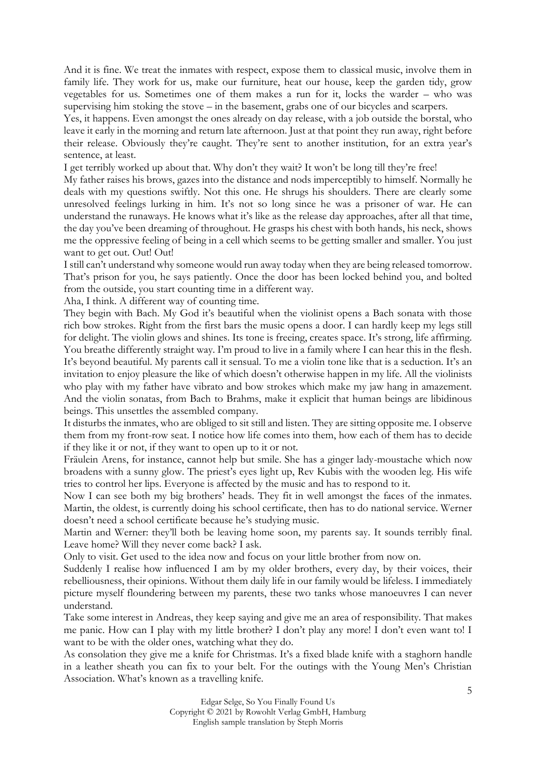And it is fine. We treat the inmates with respect, expose them to classical music, involve them in family life. They work for us, make our furniture, heat our house, keep the garden tidy, grow vegetables for us. Sometimes one of them makes a run for it, locks the warder – who was supervising him stoking the stove – in the basement, grabs one of our bicycles and scarpers.

Yes, it happens. Even amongst the ones already on day release, with a job outside the borstal, who leave it early in the morning and return late afternoon. Just at that point they run away, right before their release. Obviously they're caught. They're sent to another institution, for an extra year's sentence, at least.

I get terribly worked up about that. Why don't they wait? It won't be long till they're free!

My father raises his brows, gazes into the distance and nods imperceptibly to himself. Normally he deals with my questions swiftly. Not this one. He shrugs his shoulders. There are clearly some unresolved feelings lurking in him. It's not so long since he was a prisoner of war. He can understand the runaways. He knows what it's like as the release day approaches, after all that time, the day you've been dreaming of throughout. He grasps his chest with both hands, his neck, shows me the oppressive feeling of being in a cell which seems to be getting smaller and smaller. You just want to get out. Out! Out!

I still can't understand why someone would run away today when they are being released tomorrow. That's prison for you, he says patiently. Once the door has been locked behind you, and bolted from the outside, you start counting time in a different way.

Aha, I think. A different way of counting time.

They begin with Bach. My God it's beautiful when the violinist opens a Bach sonata with those rich bow strokes. Right from the first bars the music opens a door. I can hardly keep my legs still for delight. The violin glows and shines. Its tone is freeing, creates space. It's strong, life affirming. You breathe differently straight way. I'm proud to live in a family where I can hear this in the flesh. It's beyond beautiful. My parents call it sensual. To me a violin tone like that is a seduction. It's an invitation to enjoy pleasure the like of which doesn't otherwise happen in my life. All the violinists who play with my father have vibrato and bow strokes which make my jaw hang in amazement. And the violin sonatas, from Bach to Brahms, make it explicit that human beings are libidinous beings. This unsettles the assembled company.

It disturbs the inmates, who are obliged to sit still and listen. They are sitting opposite me. I observe them from my front-row seat. I notice how life comes into them, how each of them has to decide if they like it or not, if they want to open up to it or not.

Fräulein Arens, for instance, cannot help but smile. She has a ginger lady-moustache which now broadens with a sunny glow. The priest's eyes light up, Rev Kubis with the wooden leg. His wife tries to control her lips. Everyone is affected by the music and has to respond to it.

Now I can see both my big brothers' heads. They fit in well amongst the faces of the inmates. Martin, the oldest, is currently doing his school certificate, then has to do national service. Werner doesn't need a school certificate because he's studying music.

Martin and Werner: they'll both be leaving home soon, my parents say. It sounds terribly final. Leave home? Will they never come back? I ask.

Only to visit. Get used to the idea now and focus on your little brother from now on.

Suddenly I realise how influenced I am by my older brothers, every day, by their voices, their rebelliousness, their opinions. Without them daily life in our family would be lifeless. I immediately picture myself floundering between my parents, these two tanks whose manoeuvres I can never understand.

Take some interest in Andreas, they keep saying and give me an area of responsibility. That makes me panic. How can I play with my little brother? I don't play any more! I don't even want to! I want to be with the older ones, watching what they do.

As consolation they give me a knife for Christmas. It's a fixed blade knife with a staghorn handle in a leather sheath you can fix to your belt. For the outings with the Young Men's Christian Association. What's known as a travelling knife.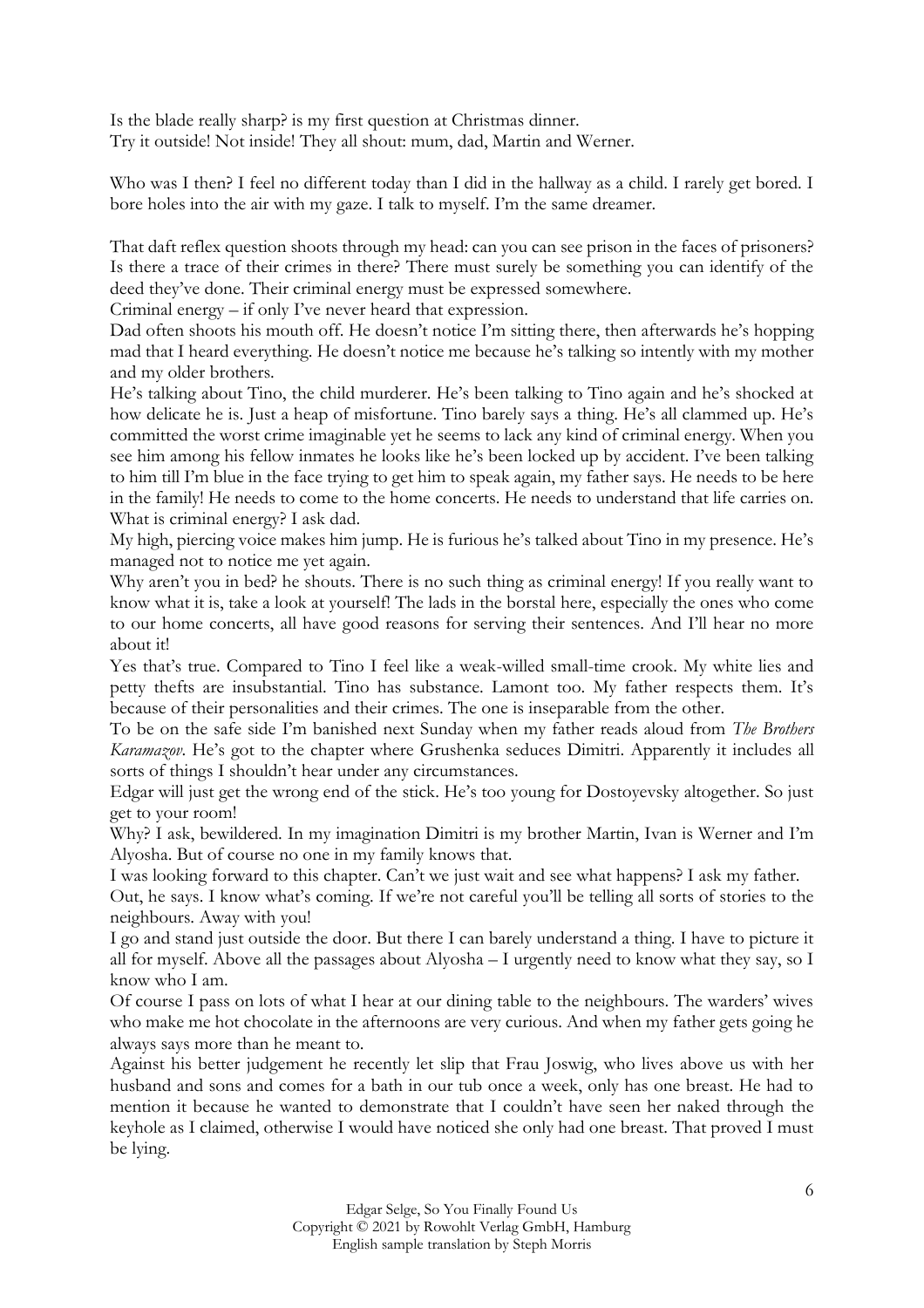Is the blade really sharp? is my first question at Christmas dinner.
Try it outside! Not inside! They all shout: mum, dad, Martin and Werner.

Who was I then? I feel no different today than I did in the hallway as a child. I rarely get bored. I bore holes into the air with my gaze. I talk to myself. I'm the same dreamer.

That daft reflex question shoots through my head: can you can see prison in the faces of prisoners? Is there a trace of their crimes in there? There must surely be something you can identify of the deed they've done. Their criminal energy must be expressed somewhere.
Criminal energy – if only I've never heard that expression.
Dad often shoots his mouth off. He doesn't notice I'm sitting there, then afterwards he's hopping mad that I heard everything. He doesn't notice me because he's talking so intently with my mother and my older brothers.
He's talking about Tino, the child murderer. He's been talking to Tino again and he's shocked at how delicate he is. Just a heap of misfortune. Tino barely says a thing. He's all clammed up. He's committed the worst crime imaginable yet he seems to lack any kind of criminal energy. When you see him among his fellow inmates he looks like he's been locked up by accident. I've been talking to him till I'm blue in the face trying to get him to speak again, my father says. He needs to be here in the family! He needs to come to the home concerts. He needs to understand that life carries on.
What is criminal energy? I ask dad.
My high, piercing voice makes him jump. He is furious he's talked about Tino in my presence. He's managed not to notice me yet again.
Why aren't you in bed? he shouts. There is no such thing as criminal energy! If you really want to know what it is, take a look at yourself! The lads in the borstal here, especially the ones who come to our home concerts, all have good reasons for serving their sentences. And I'll hear no more about it!
Yes that's true. Compared to Tino I feel like a weak-willed small-time crook. My white lies and petty thefts are insubstantial. Tino has substance. Lamont too. My father respects them. It's because of their personalities and their crimes. The one is inseparable from the other.
To be on the safe side I'm banished next Sunday when my father reads aloud from *The Brothers Karamazov*. He's got to the chapter where Grushenka seduces Dimitri. Apparently it includes all sorts of things I shouldn't hear under any circumstances.
Edgar will just get the wrong end of the stick. He's too young for Dostoyevsky altogether. So just get to your room!
Why? I ask, bewildered. In my imagination Dimitri is my brother Martin, Ivan is Werner and I'm Alyosha. But of course no one in my family knows that.
I was looking forward to this chapter. Can't we just wait and see what happens? I ask my father.
Out, he says. I know what's coming. If we're not careful you'll be telling all sorts of stories to the neighbours. Away with you!
I go and stand just outside the door. But there I can barely understand a thing. I have to picture it all for myself. Above all the passages about Alyosha – I urgently need to know what they say, so I know who I am.
Of course I pass on lots of what I hear at our dining table to the neighbours. The warders' wives who make me hot chocolate in the afternoons are very curious. And when my father gets going he always says more than he meant to.
Against his better judgement he recently let slip that Frau Joswig, who lives above us with her husband and sons and comes for a bath in our tub once a week, only has one breast. He had to mention it because he wanted to demonstrate that I couldn't have seen her naked through the keyhole as I claimed, otherwise I would have noticed she only had one breast. That proved I must be lying.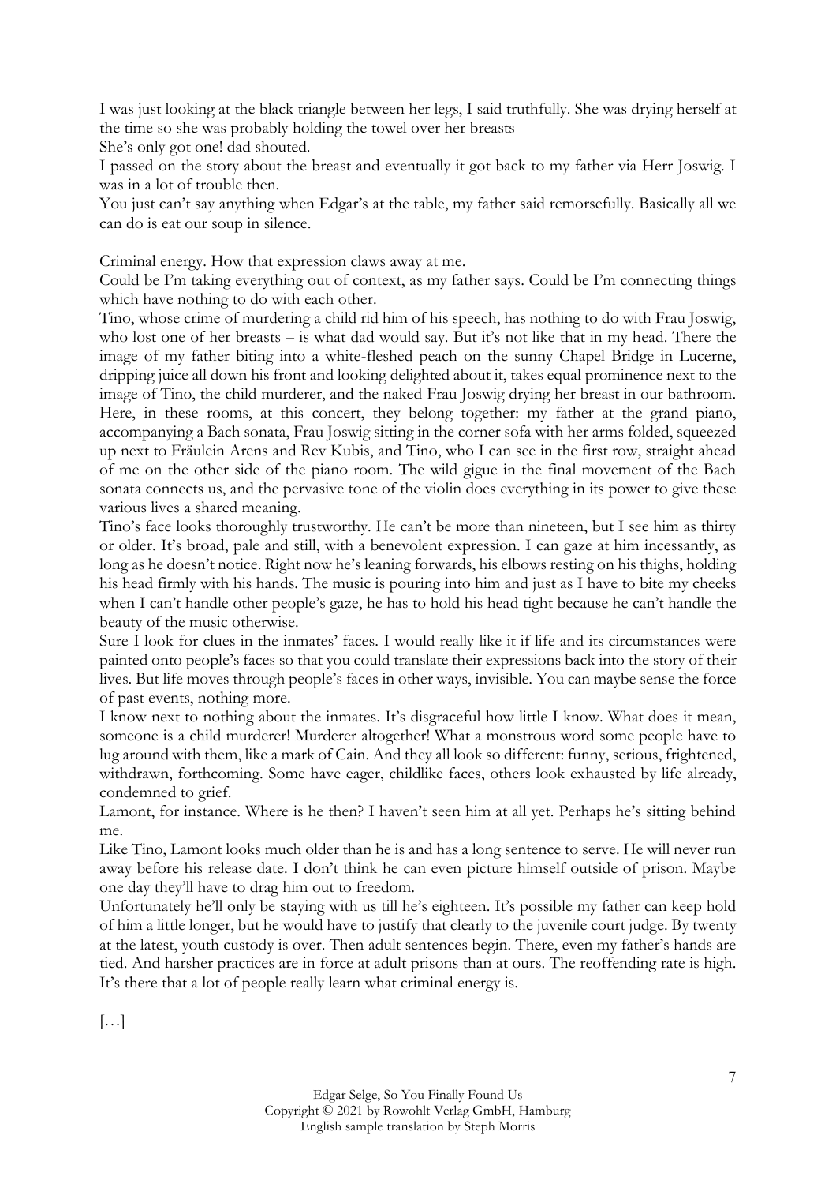I was just looking at the black triangle between her legs, I said truthfully. She was drying herself at the time so she was probably holding the towel over her breasts

She's only got one! dad shouted.

I passed on the story about the breast and eventually it got back to my father via Herr Joswig. I was in a lot of trouble then.

You just can't say anything when Edgar's at the table, my father said remorsefully. Basically all we can do is eat our soup in silence.

Criminal energy. How that expression claws away at me.

Could be I'm taking everything out of context, as my father says. Could be I'm connecting things which have nothing to do with each other.

Tino, whose crime of murdering a child rid him of his speech, has nothing to do with Frau Joswig, who lost one of her breasts – is what dad would say. But it's not like that in my head. There the image of my father biting into a white-fleshed peach on the sunny Chapel Bridge in Lucerne, dripping juice all down his front and looking delighted about it, takes equal prominence next to the image of Tino, the child murderer, and the naked Frau Joswig drying her breast in our bathroom. Here, in these rooms, at this concert, they belong together: my father at the grand piano, accompanying a Bach sonata, Frau Joswig sitting in the corner sofa with her arms folded, squeezed up next to Fräulein Arens and Rev Kubis, and Tino, who I can see in the first row, straight ahead of me on the other side of the piano room. The wild gigue in the final movement of the Bach sonata connects us, and the pervasive tone of the violin does everything in its power to give these various lives a shared meaning.

Tino's face looks thoroughly trustworthy. He can't be more than nineteen, but I see him as thirty or older. It's broad, pale and still, with a benevolent expression. I can gaze at him incessantly, as long as he doesn't notice. Right now he's leaning forwards, his elbows resting on his thighs, holding his head firmly with his hands. The music is pouring into him and just as I have to bite my cheeks when I can't handle other people's gaze, he has to hold his head tight because he can't handle the beauty of the music otherwise.

Sure I look for clues in the inmates' faces. I would really like it if life and its circumstances were painted onto people's faces so that you could translate their expressions back into the story of their lives. But life moves through people's faces in other ways, invisible. You can maybe sense the force of past events, nothing more.

I know next to nothing about the inmates. It's disgraceful how little I know. What does it mean, someone is a child murderer! Murderer altogether! What a monstrous word some people have to lug around with them, like a mark of Cain. And they all look so different: funny, serious, frightened, withdrawn, forthcoming. Some have eager, childlike faces, others look exhausted by life already, condemned to grief.

Lamont, for instance. Where is he then? I haven't seen him at all yet. Perhaps he's sitting behind me.

Like Tino, Lamont looks much older than he is and has a long sentence to serve. He will never run away before his release date. I don't think he can even picture himself outside of prison. Maybe one day they'll have to drag him out to freedom.

Unfortunately he'll only be staying with us till he's eighteen. It's possible my father can keep hold of him a little longer, but he would have to justify that clearly to the juvenile court judge. By twenty at the latest, youth custody is over. Then adult sentences begin. There, even my father's hands are tied. And harsher practices are in force at adult prisons than at ours. The reoffending rate is high. It's there that a lot of people really learn what criminal energy is.

[…]

Edgar Selge, So You Finally Found Us
Copyright © 2021 by Rowohlt Verlag GmbH, Hamburg
English sample translation by Steph Morris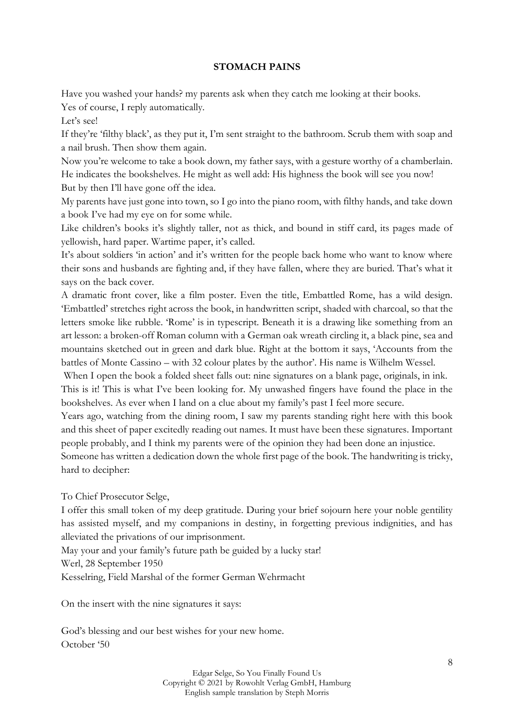## STOMACH PAINS

Have you washed your hands? my parents ask when they catch me looking at their books.

Yes of course, I reply automatically.

Let's see!

If they're 'filthy black', as they put it, I'm sent straight to the bathroom. Scrub them with soap and a nail brush. Then show them again.

Now you're welcome to take a book down, my father says, with a gesture worthy of a chamberlain. He indicates the bookshelves. He might as well add: His highness the book will see you now!

But by then I'll have gone off the idea.

My parents have just gone into town, so I go into the piano room, with filthy hands, and take down a book I've had my eye on for some while.

Like children's books it's slightly taller, not as thick, and bound in stiff card, its pages made of yellowish, hard paper. Wartime paper, it's called.

It's about soldiers 'in action' and it's written for the people back home who want to know where their sons and husbands are fighting and, if they have fallen, where they are buried. That's what it says on the back cover.

A dramatic front cover, like a film poster. Even the title, Embattled Rome, has a wild design. 'Embattled' stretches right across the book, in handwritten script, shaded with charcoal, so that the letters smoke like rubble. 'Rome' is in typescript. Beneath it is a drawing like something from an art lesson: a broken-off Roman column with a German oak wreath circling it, a black pine, sea and mountains sketched out in green and dark blue. Right at the bottom it says, 'Accounts from the battles of Monte Cassino – with 32 colour plates by the author'. His name is Wilhelm Wessel.

When I open the book a folded sheet falls out: nine signatures on a blank page, originals, in ink. This is it! This is what I've been looking for. My unwashed fingers have found the place in the bookshelves. As ever when I land on a clue about my family's past I feel more secure.

Years ago, watching from the dining room, I saw my parents standing right here with this book and this sheet of paper excitedly reading out names. It must have been these signatures. Important people probably, and I think my parents were of the opinion they had been done an injustice.

Someone has written a dedication down the whole first page of the book. The handwriting is tricky, hard to decipher:

To Chief Prosecutor Selge,

I offer this small token of my deep gratitude. During your brief sojourn here your noble gentility has assisted myself, and my companions in destiny, in forgetting previous indignities, and has alleviated the privations of our imprisonment.

May your and your family's future path be guided by a lucky star!

Werl, 28 September 1950

Kesselring, Field Marshal of the former German Wehrmacht

On the insert with the nine signatures it says:

God's blessing and our best wishes for your new home.

October '50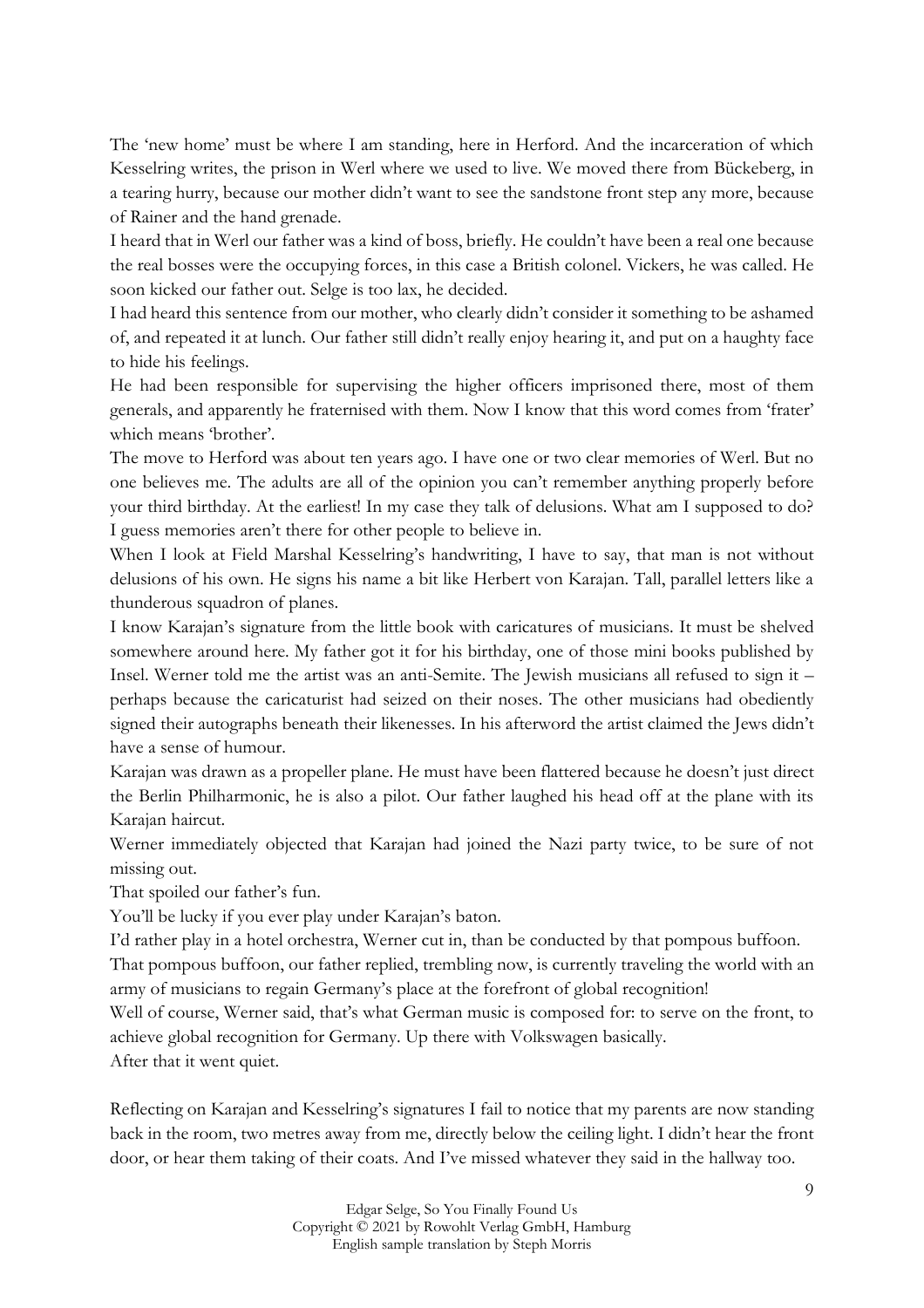The 'new home' must be where I am standing, here in Herford. And the incarceration of which Kesselring writes, the prison in Werl where we used to live. We moved there from Bückeberg, in a tearing hurry, because our mother didn't want to see the sandstone front step any more, because of Rainer and the hand grenade.

I heard that in Werl our father was a kind of boss, briefly. He couldn't have been a real one because the real bosses were the occupying forces, in this case a British colonel. Vickers, he was called. He soon kicked our father out. Selge is too lax, he decided.

I had heard this sentence from our mother, who clearly didn't consider it something to be ashamed of, and repeated it at lunch. Our father still didn't really enjoy hearing it, and put on a haughty face to hide his feelings.

He had been responsible for supervising the higher officers imprisoned there, most of them generals, and apparently he fraternised with them. Now I know that this word comes from 'frater' which means 'brother'.

The move to Herford was about ten years ago. I have one or two clear memories of Werl. But no one believes me. The adults are all of the opinion you can't remember anything properly before your third birthday. At the earliest! In my case they talk of delusions. What am I supposed to do? I guess memories aren't there for other people to believe in.

When I look at Field Marshal Kesselring's handwriting, I have to say, that man is not without delusions of his own. He signs his name a bit like Herbert von Karajan. Tall, parallel letters like a thunderous squadron of planes.

I know Karajan's signature from the little book with caricatures of musicians. It must be shelved somewhere around here. My father got it for his birthday, one of those mini books published by Insel. Werner told me the artist was an anti-Semite. The Jewish musicians all refused to sign it – perhaps because the caricaturist had seized on their noses. The other musicians had obediently signed their autographs beneath their likenesses. In his afterword the artist claimed the Jews didn't have a sense of humour.

Karajan was drawn as a propeller plane. He must have been flattered because he doesn't just direct the Berlin Philharmonic, he is also a pilot. Our father laughed his head off at the plane with its Karajan haircut.

Werner immediately objected that Karajan had joined the Nazi party twice, to be sure of not missing out.

That spoiled our father's fun.

You'll be lucky if you ever play under Karajan's baton.

I'd rather play in a hotel orchestra, Werner cut in, than be conducted by that pompous buffoon.

That pompous buffoon, our father replied, trembling now, is currently traveling the world with an army of musicians to regain Germany's place at the forefront of global recognition!

Well of course, Werner said, that's what German music is composed for: to serve on the front, to achieve global recognition for Germany. Up there with Volkswagen basically.

After that it went quiet.

Reflecting on Karajan and Kesselring's signatures I fail to notice that my parents are now standing back in the room, two metres away from me, directly below the ceiling light. I didn't hear the front door, or hear them taking of their coats. And I've missed whatever they said in the hallway too.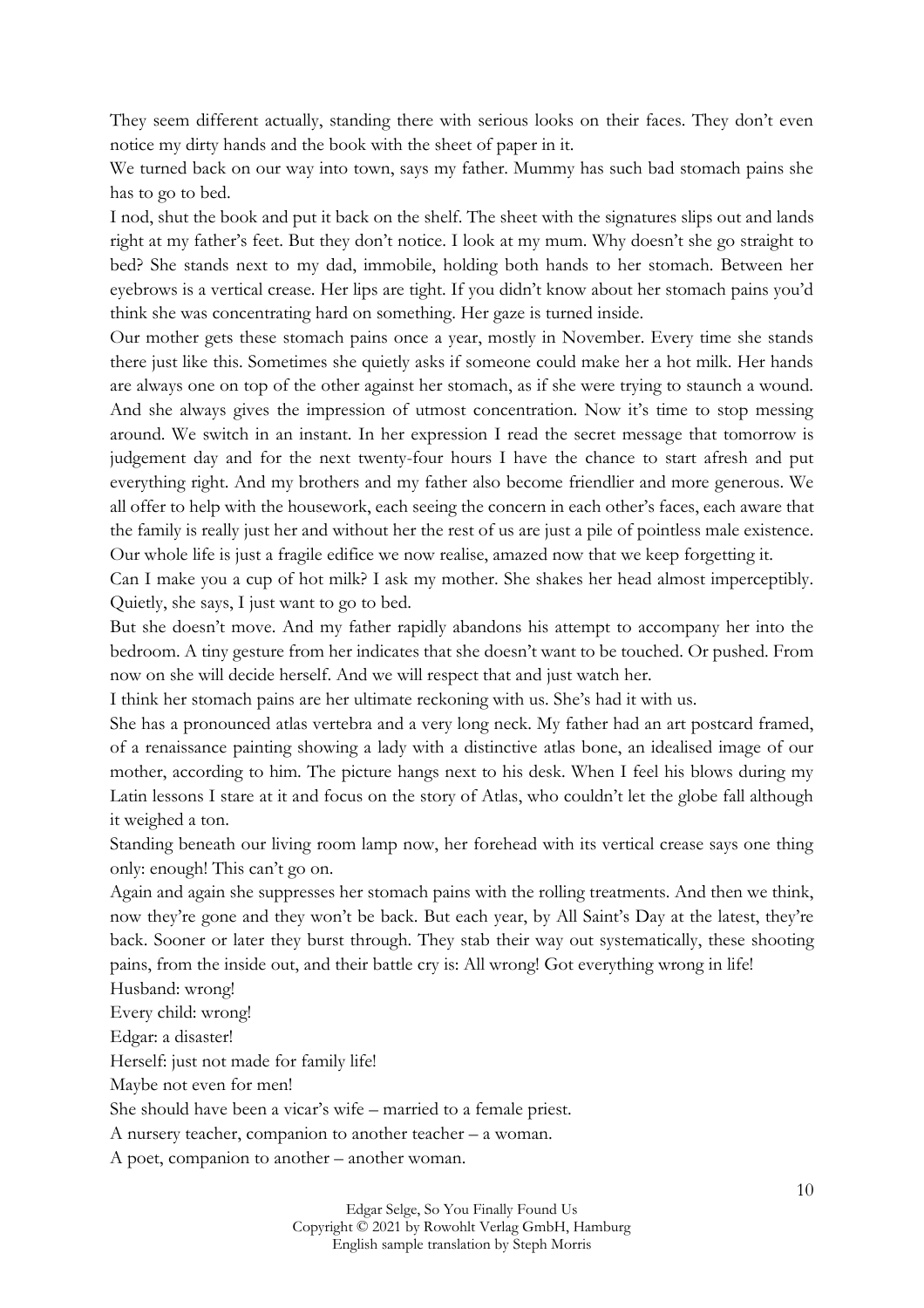They seem different actually, standing there with serious looks on their faces. They don't even notice my dirty hands and the book with the sheet of paper in it.

We turned back on our way into town, says my father. Mummy has such bad stomach pains she has to go to bed.

I nod, shut the book and put it back on the shelf. The sheet with the signatures slips out and lands right at my father's feet. But they don't notice. I look at my mum. Why doesn't she go straight to bed? She stands next to my dad, immobile, holding both hands to her stomach. Between her eyebrows is a vertical crease. Her lips are tight. If you didn't know about her stomach pains you'd think she was concentrating hard on something. Her gaze is turned inside.

Our mother gets these stomach pains once a year, mostly in November. Every time she stands there just like this. Sometimes she quietly asks if someone could make her a hot milk. Her hands are always one on top of the other against her stomach, as if she were trying to staunch a wound. And she always gives the impression of utmost concentration. Now it's time to stop messing around. We switch in an instant. In her expression I read the secret message that tomorrow is judgement day and for the next twenty-four hours I have the chance to start afresh and put everything right. And my brothers and my father also become friendlier and more generous. We all offer to help with the housework, each seeing the concern in each other's faces, each aware that the family is really just her and without her the rest of us are just a pile of pointless male existence. Our whole life is just a fragile edifice we now realise, amazed now that we keep forgetting it.

Can I make you a cup of hot milk? I ask my mother. She shakes her head almost imperceptibly. Quietly, she says, I just want to go to bed.

But she doesn't move. And my father rapidly abandons his attempt to accompany her into the bedroom. A tiny gesture from her indicates that she doesn't want to be touched. Or pushed. From now on she will decide herself. And we will respect that and just watch her.

I think her stomach pains are her ultimate reckoning with us. She's had it with us.

She has a pronounced atlas vertebra and a very long neck. My father had an art postcard framed, of a renaissance painting showing a lady with a distinctive atlas bone, an idealised image of our mother, according to him. The picture hangs next to his desk. When I feel his blows during my Latin lessons I stare at it and focus on the story of Atlas, who couldn't let the globe fall although it weighed a ton.

Standing beneath our living room lamp now, her forehead with its vertical crease says one thing only: enough! This can't go on.

Again and again she suppresses her stomach pains with the rolling treatments. And then we think, now they're gone and they won't be back. But each year, by All Saint's Day at the latest, they're back. Sooner or later they burst through. They stab their way out systematically, these shooting pains, from the inside out, and their battle cry is: All wrong! Got everything wrong in life!

Husband: wrong!

Every child: wrong!

Edgar: a disaster!

Herself: just not made for family life!

Maybe not even for men!

She should have been a vicar's wife – married to a female priest.

A nursery teacher, companion to another teacher – a woman.

A poet, companion to another – another woman.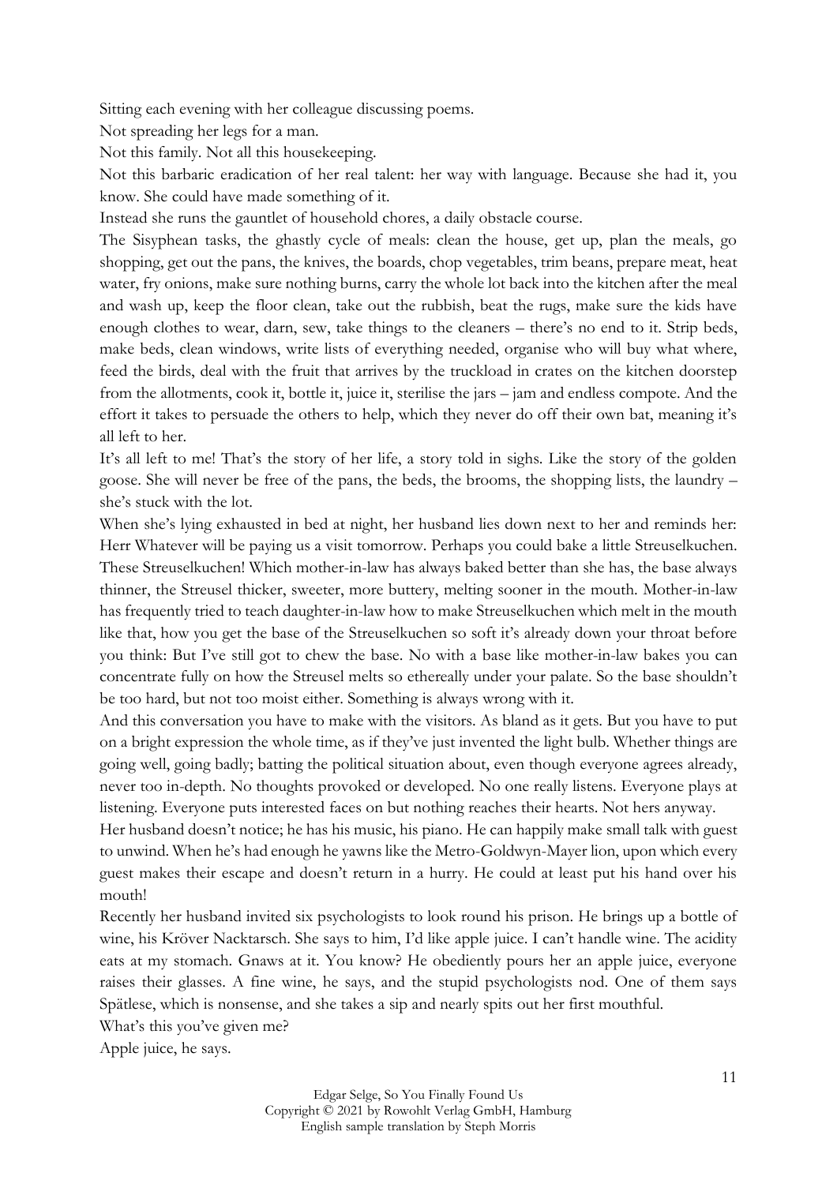Sitting each evening with her colleague discussing poems.

Not spreading her legs for a man.

Not this family. Not all this housekeeping.

Not this barbaric eradication of her real talent: her way with language. Because she had it, you know. She could have made something of it.

Instead she runs the gauntlet of household chores, a daily obstacle course.

The Sisyphean tasks, the ghastly cycle of meals: clean the house, get up, plan the meals, go shopping, get out the pans, the knives, the boards, chop vegetables, trim beans, prepare meat, heat water, fry onions, make sure nothing burns, carry the whole lot back into the kitchen after the meal and wash up, keep the floor clean, take out the rubbish, beat the rugs, make sure the kids have enough clothes to wear, darn, sew, take things to the cleaners – there's no end to it. Strip beds, make beds, clean windows, write lists of everything needed, organise who will buy what where, feed the birds, deal with the fruit that arrives by the truckload in crates on the kitchen doorstep from the allotments, cook it, bottle it, juice it, sterilise the jars – jam and endless compote. And the effort it takes to persuade the others to help, which they never do off their own bat, meaning it's all left to her.

It's all left to me! That's the story of her life, a story told in sighs. Like the story of the golden goose. She will never be free of the pans, the beds, the brooms, the shopping lists, the laundry – she's stuck with the lot.

When she's lying exhausted in bed at night, her husband lies down next to her and reminds her: Herr Whatever will be paying us a visit tomorrow. Perhaps you could bake a little Streuselkuchen. These Streuselkuchen! Which mother-in-law has always baked better than she has, the base always thinner, the Streusel thicker, sweeter, more buttery, melting sooner in the mouth. Mother-in-law has frequently tried to teach daughter-in-law how to make Streuselkuchen which melt in the mouth like that, how you get the base of the Streuselkuchen so soft it's already down your throat before you think: But I've still got to chew the base. No with a base like mother-in-law bakes you can concentrate fully on how the Streusel melts so ethereally under your palate. So the base shouldn't be too hard, but not too moist either. Something is always wrong with it.

And this conversation you have to make with the visitors. As bland as it gets. But you have to put on a bright expression the whole time, as if they've just invented the light bulb. Whether things are going well, going badly; batting the political situation about, even though everyone agrees already, never too in-depth. No thoughts provoked or developed. No one really listens. Everyone plays at listening. Everyone puts interested faces on but nothing reaches their hearts. Not hers anyway.

Her husband doesn't notice; he has his music, his piano. He can happily make small talk with guest to unwind. When he's had enough he yawns like the Metro-Goldwyn-Mayer lion, upon which every guest makes their escape and doesn't return in a hurry. He could at least put his hand over his mouth!

Recently her husband invited six psychologists to look round his prison. He brings up a bottle of wine, his Kröver Nacktarsch. She says to him, I'd like apple juice. I can't handle wine. The acidity eats at my stomach. Gnaws at it. You know? He obediently pours her an apple juice, everyone raises their glasses. A fine wine, he says, and the stupid psychologists nod. One of them says Spätlese, which is nonsense, and she takes a sip and nearly spits out her first mouthful.

What's this you've given me?

Apple juice, he says.

Edgar Selge, So You Finally Found Us
Copyright © 2021 by Rowohlt Verlag GmbH, Hamburg
English sample translation by Steph Morris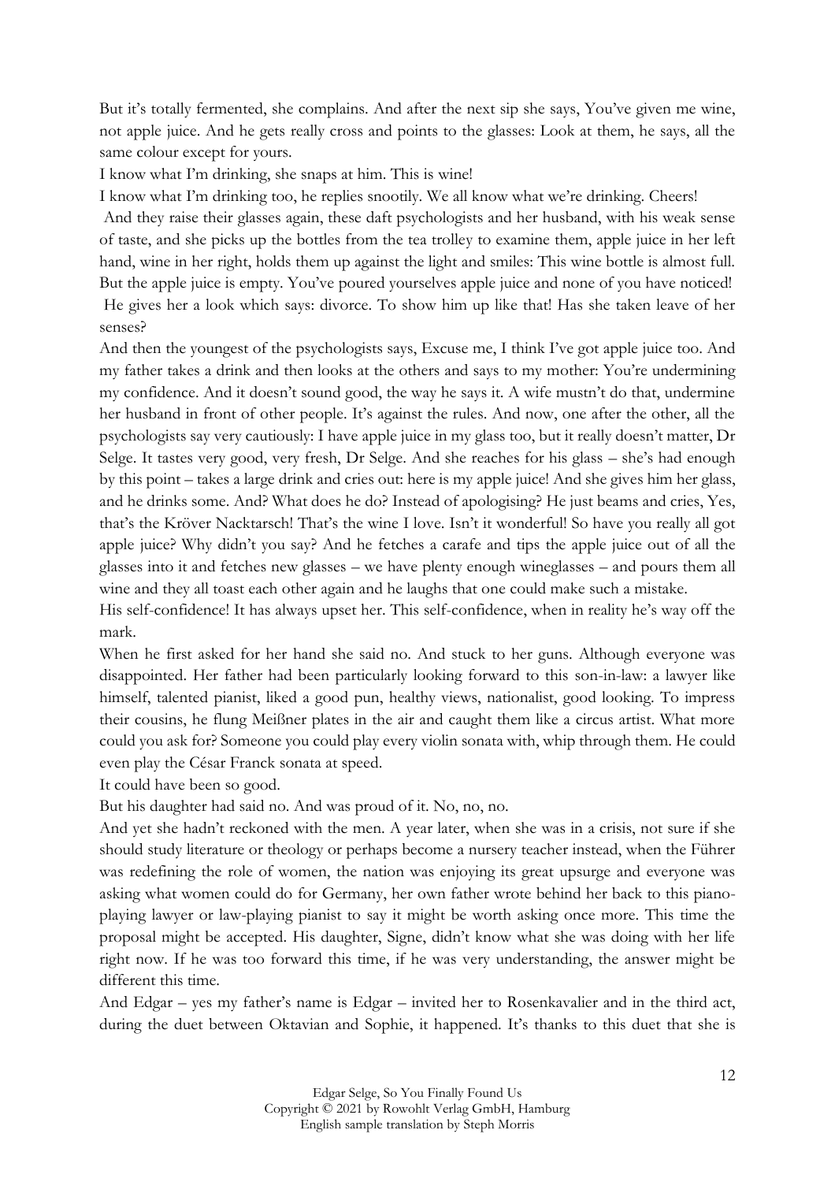But it's totally fermented, she complains. And after the next sip she says, You've given me wine, not apple juice. And he gets really cross and points to the glasses: Look at them, he says, all the same colour except for yours.

I know what I'm drinking, she snaps at him. This is wine!

I know what I'm drinking too, he replies snootily. We all know what we're drinking. Cheers!

And they raise their glasses again, these daft psychologists and her husband, with his weak sense of taste, and she picks up the bottles from the tea trolley to examine them, apple juice in her left hand, wine in her right, holds them up against the light and smiles: This wine bottle is almost full. But the apple juice is empty. You've poured yourselves apple juice and none of you have noticed!

He gives her a look which says: divorce. To show him up like that! Has she taken leave of her senses?

And then the youngest of the psychologists says, Excuse me, I think I've got apple juice too. And my father takes a drink and then looks at the others and says to my mother: You're undermining my confidence. And it doesn't sound good, the way he says it. A wife mustn't do that, undermine her husband in front of other people. It's against the rules. And now, one after the other, all the psychologists say very cautiously: I have apple juice in my glass too, but it really doesn't matter, Dr Selge. It tastes very good, very fresh, Dr Selge. And she reaches for his glass – she's had enough by this point – takes a large drink and cries out: here is my apple juice! And she gives him her glass, and he drinks some. And? What does he do? Instead of apologising? He just beams and cries, Yes, that's the Kröver Nacktarsch! That's the wine I love. Isn't it wonderful! So have you really all got apple juice? Why didn't you say? And he fetches a carafe and tips the apple juice out of all the glasses into it and fetches new glasses – we have plenty enough wineglasses – and pours them all wine and they all toast each other again and he laughs that one could make such a mistake.

His self-confidence! It has always upset her. This self-confidence, when in reality he's way off the mark.

When he first asked for her hand she said no. And stuck to her guns. Although everyone was disappointed. Her father had been particularly looking forward to this son-in-law: a lawyer like himself, talented pianist, liked a good pun, healthy views, nationalist, good looking. To impress their cousins, he flung Meißner plates in the air and caught them like a circus artist. What more could you ask for? Someone you could play every violin sonata with, whip through them. He could even play the César Franck sonata at speed.

It could have been so good.

But his daughter had said no. And was proud of it. No, no, no.

And yet she hadn't reckoned with the men. A year later, when she was in a crisis, not sure if she should study literature or theology or perhaps become a nursery teacher instead, when the Führer was redefining the role of women, the nation was enjoying its great upsurge and everyone was asking what women could do for Germany, her own father wrote behind her back to this piano-playing lawyer or law-playing pianist to say it might be worth asking once more. This time the proposal might be accepted. His daughter, Signe, didn't know what she was doing with her life right now. If he was too forward this time, if he was very understanding, the answer might be different this time.

And Edgar – yes my father's name is Edgar – invited her to Rosenkavalier and in the third act, during the duet between Oktavian and Sophie, it happened. It's thanks to this duet that she is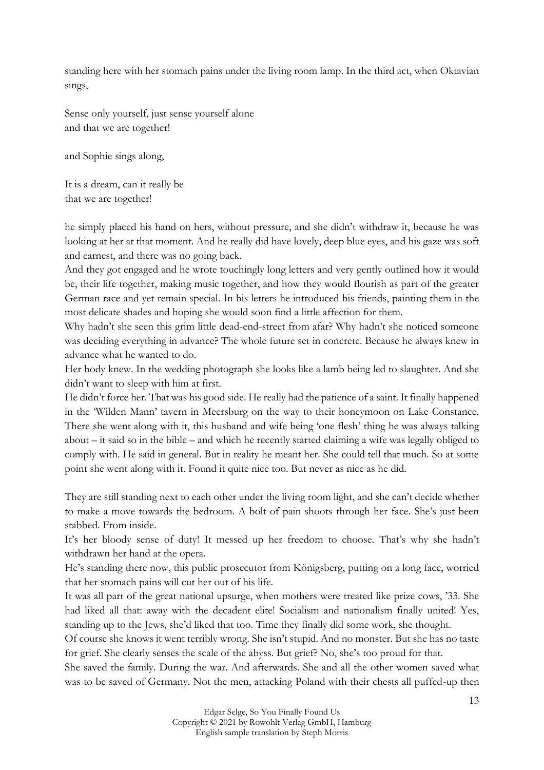standing here with her stomach pains under the living room lamp. In the third act, when Oktavian sings,

Sense only yourself, just sense yourself alone
and that we are together!

and Sophie sings along,

It is a dream, can it really be
that we are together!

he simply placed his hand on hers, without pressure, and she didn't withdraw it, because he was looking at her at that moment. And he really did have lovely, deep blue eyes, and his gaze was soft and earnest, and there was no going back.

And they got engaged and he wrote touchingly long letters and very gently outlined how it would be, their life together, making music together, and how they would flourish as part of the greater German race and yet remain special. In his letters he introduced his friends, painting them in the most delicate shades and hoping she would soon find a little affection for them.

Why hadn't she seen this grim little dead-end-street from afar? Why hadn't she noticed someone was deciding everything in advance? The whole future set in concrete. Because he always knew in advance what he wanted to do.

Her body knew. In the wedding photograph she looks like a lamb being led to slaughter. And she didn't want to sleep with him at first.

He didn't force her. That was his good side. He really had the patience of a saint. It finally happened in the 'Wilden Mann' tavern in Meersburg on the way to their honeymoon on Lake Constance. There she went along with it, this husband and wife being 'one flesh' thing he was always talking about – it said so in the bible – and which he recently started claiming a wife was legally obliged to comply with. He said in general. But in reality he meant her. She could tell that much. So at some point she went along with it. Found it quite nice too. But never as nice as he did.

They are still standing next to each other under the living room light, and she can't decide whether to make a move towards the bedroom. A bolt of pain shoots through her face. She's just been stabbed. From inside.

It's her bloody sense of duty! It messed up her freedom to choose. That's why she hadn't withdrawn her hand at the opera.

He's standing there now, this public prosecutor from Königsberg, putting on a long face, worried that her stomach pains will cut her out of his life.

It was all part of the great national upsurge, when mothers were treated like prize cows, '33. She had liked all that: away with the decadent elite! Socialism and nationalism finally united! Yes, standing up to the Jews, she'd liked that too. Time they finally did some work, she thought.

Of course she knows it went terribly wrong. She isn't stupid. And no monster. But she has no taste for grief. She clearly senses the scale of the abyss. But grief? No, she's too proud for that.

She saved the family. During the war. And afterwards. She and all the other women saved what was to be saved of Germany. Not the men, attacking Poland with their chests all puffed-up then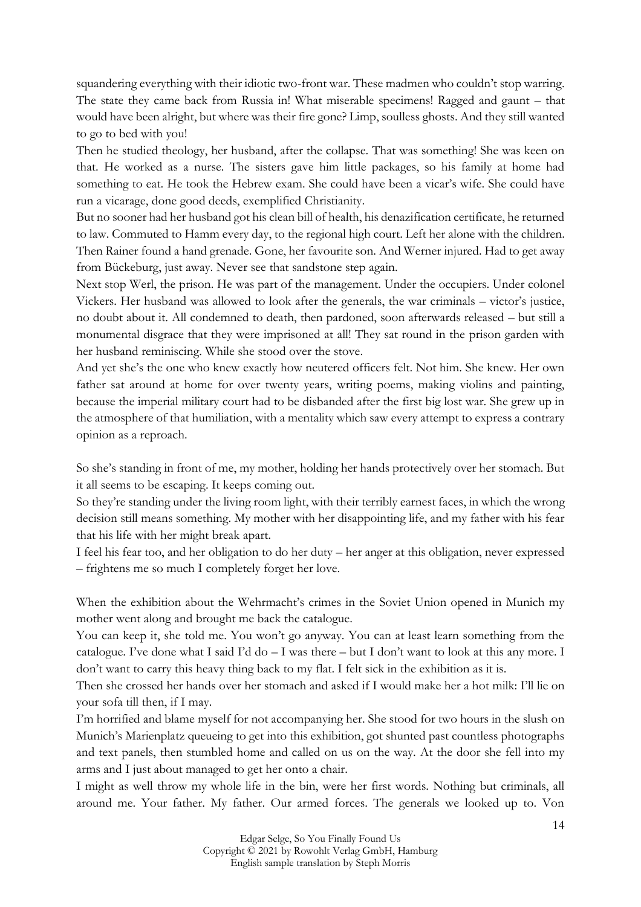squandering everything with their idiotic two-front war. These madmen who couldn't stop warring. The state they came back from Russia in! What miserable specimens! Ragged and gaunt – that would have been alright, but where was their fire gone? Limp, soulless ghosts. And they still wanted to go to bed with you!

Then he studied theology, her husband, after the collapse. That was something! She was keen on that. He worked as a nurse. The sisters gave him little packages, so his family at home had something to eat. He took the Hebrew exam. She could have been a vicar's wife. She could have run a vicarage, done good deeds, exemplified Christianity.

But no sooner had her husband got his clean bill of health, his denazification certificate, he returned to law. Commuted to Hamm every day, to the regional high court. Left her alone with the children. Then Rainer found a hand grenade. Gone, her favourite son. And Werner injured. Had to get away from Bückeburg, just away. Never see that sandstone step again.

Next stop Werl, the prison. He was part of the management. Under the occupiers. Under colonel Vickers. Her husband was allowed to look after the generals, the war criminals – victor's justice, no doubt about it. All condemned to death, then pardoned, soon afterwards released – but still a monumental disgrace that they were imprisoned at all! They sat round in the prison garden with her husband reminiscing. While she stood over the stove.

And yet she's the one who knew exactly how neutered officers felt. Not him. She knew. Her own father sat around at home for over twenty years, writing poems, making violins and painting, because the imperial military court had to be disbanded after the first big lost war. She grew up in the atmosphere of that humiliation, with a mentality which saw every attempt to express a contrary opinion as a reproach.

So she's standing in front of me, my mother, holding her hands protectively over her stomach. But it all seems to be escaping. It keeps coming out.

So they're standing under the living room light, with their terribly earnest faces, in which the wrong decision still means something. My mother with her disappointing life, and my father with his fear that his life with her might break apart.

I feel his fear too, and her obligation to do her duty – her anger at this obligation, never expressed – frightens me so much I completely forget her love.

When the exhibition about the Wehrmacht's crimes in the Soviet Union opened in Munich my mother went along and brought me back the catalogue.

You can keep it, she told me. You won't go anyway. You can at least learn something from the catalogue. I've done what I said I'd do – I was there – but I don't want to look at this any more. I don't want to carry this heavy thing back to my flat. I felt sick in the exhibition as it is.

Then she crossed her hands over her stomach and asked if I would make her a hot milk: I'll lie on your sofa till then, if I may.

I'm horrified and blame myself for not accompanying her. She stood for two hours in the slush on Munich's Marienplatz queueing to get into this exhibition, got shunted past countless photographs and text panels, then stumbled home and called on us on the way. At the door she fell into my arms and I just about managed to get her onto a chair.

I might as well throw my whole life in the bin, were her first words. Nothing but criminals, all around me. Your father. My father. Our armed forces. The generals we looked up to. Von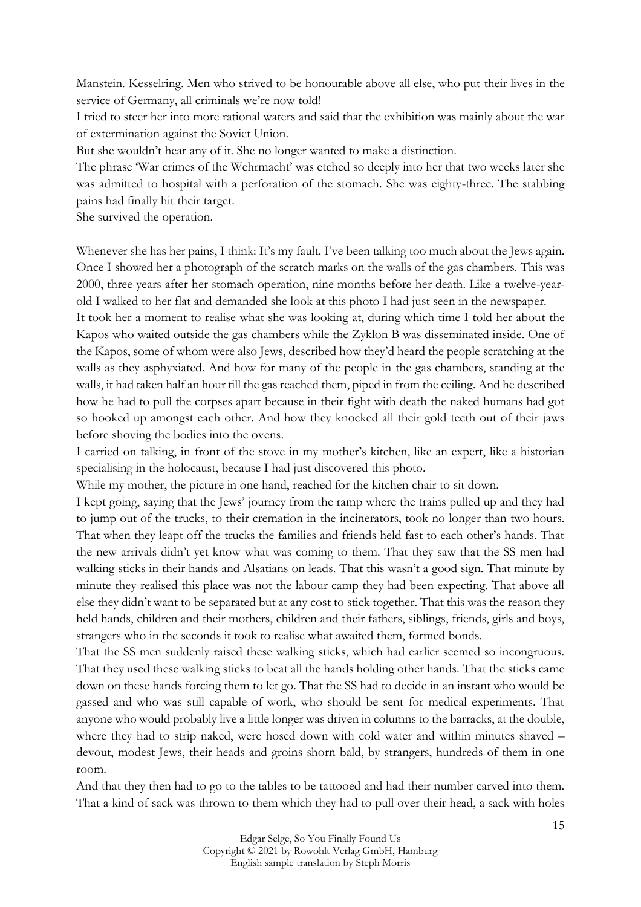Manstein. Kesselring. Men who strived to be honourable above all else, who put their lives in the service of Germany, all criminals we're now told!

I tried to steer her into more rational waters and said that the exhibition was mainly about the war of extermination against the Soviet Union.

But she wouldn't hear any of it. She no longer wanted to make a distinction.

The phrase 'War crimes of the Wehrmacht' was etched so deeply into her that two weeks later she was admitted to hospital with a perforation of the stomach. She was eighty-three. The stabbing pains had finally hit their target.

She survived the operation.

Whenever she has her pains, I think: It's my fault. I've been talking too much about the Jews again. Once I showed her a photograph of the scratch marks on the walls of the gas chambers. This was 2000, three years after her stomach operation, nine months before her death. Like a twelve-year-old I walked to her flat and demanded she look at this photo I had just seen in the newspaper.

It took her a moment to realise what she was looking at, during which time I told her about the Kapos who waited outside the gas chambers while the Zyklon B was disseminated inside. One of the Kapos, some of whom were also Jews, described how they'd heard the people scratching at the walls as they asphyxiated. And how for many of the people in the gas chambers, standing at the walls, it had taken half an hour till the gas reached them, piped in from the ceiling. And he described how he had to pull the corpses apart because in their fight with death the naked humans had got so hooked up amongst each other. And how they knocked all their gold teeth out of their jaws before shoving the bodies into the ovens.

I carried on talking, in front of the stove in my mother's kitchen, like an expert, like a historian specialising in the holocaust, because I had just discovered this photo.

While my mother, the picture in one hand, reached for the kitchen chair to sit down.

I kept going, saying that the Jews' journey from the ramp where the trains pulled up and they had to jump out of the trucks, to their cremation in the incinerators, took no longer than two hours. That when they leapt off the trucks the families and friends held fast to each other's hands. That the new arrivals didn't yet know what was coming to them. That they saw that the SS men had walking sticks in their hands and Alsatians on leads. That this wasn't a good sign. That minute by minute they realised this place was not the labour camp they had been expecting. That above all else they didn't want to be separated but at any cost to stick together. That this was the reason they held hands, children and their mothers, children and their fathers, siblings, friends, girls and boys, strangers who in the seconds it took to realise what awaited them, formed bonds.

That the SS men suddenly raised these walking sticks, which had earlier seemed so incongruous. That they used these walking sticks to beat all the hands holding other hands. That the sticks came down on these hands forcing them to let go. That the SS had to decide in an instant who would be gassed and who was still capable of work, who should be sent for medical experiments. That anyone who would probably live a little longer was driven in columns to the barracks, at the double, where they had to strip naked, were hosed down with cold water and within minutes shaved – devout, modest Jews, their heads and groins shorn bald, by strangers, hundreds of them in one room.

And that they then had to go to the tables to be tattooed and had their number carved into them. That a kind of sack was thrown to them which they had to pull over their head, a sack with holes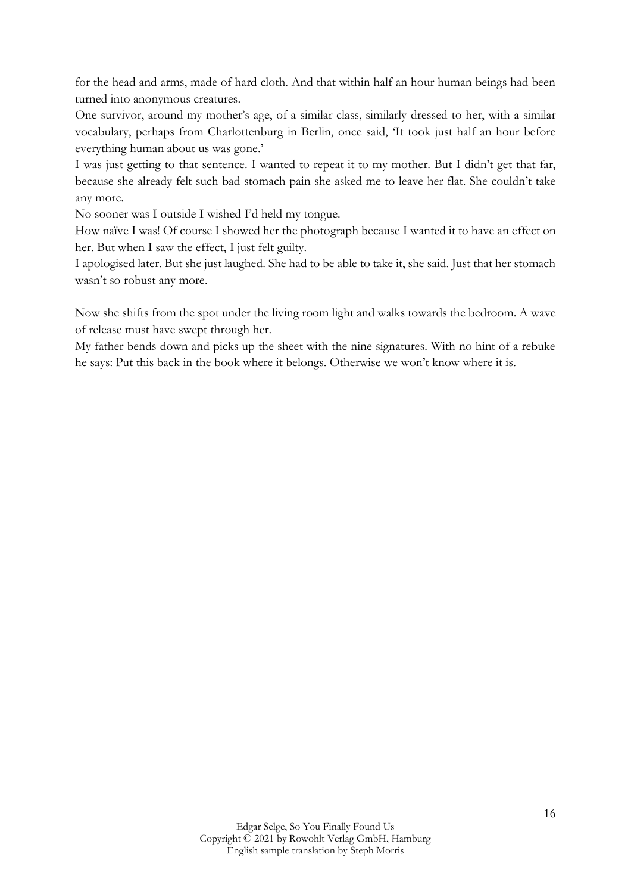for the head and arms, made of hard cloth. And that within half an hour human beings had been turned into anonymous creatures.

One survivor, around my mother's age, of a similar class, similarly dressed to her, with a similar vocabulary, perhaps from Charlottenburg in Berlin, once said, 'It took just half an hour before everything human about us was gone.'

I was just getting to that sentence. I wanted to repeat it to my mother. But I didn't get that far, because she already felt such bad stomach pain she asked me to leave her flat. She couldn't take any more.

No sooner was I outside I wished I'd held my tongue.

How naïve I was! Of course I showed her the photograph because I wanted it to have an effect on her. But when I saw the effect, I just felt guilty.

I apologised later. But she just laughed. She had to be able to take it, she said. Just that her stomach wasn't so robust any more.

Now she shifts from the spot under the living room light and walks towards the bedroom. A wave of release must have swept through her.

My father bends down and picks up the sheet with the nine signatures. With no hint of a rebuke he says: Put this back in the book where it belongs. Otherwise we won't know where it is.